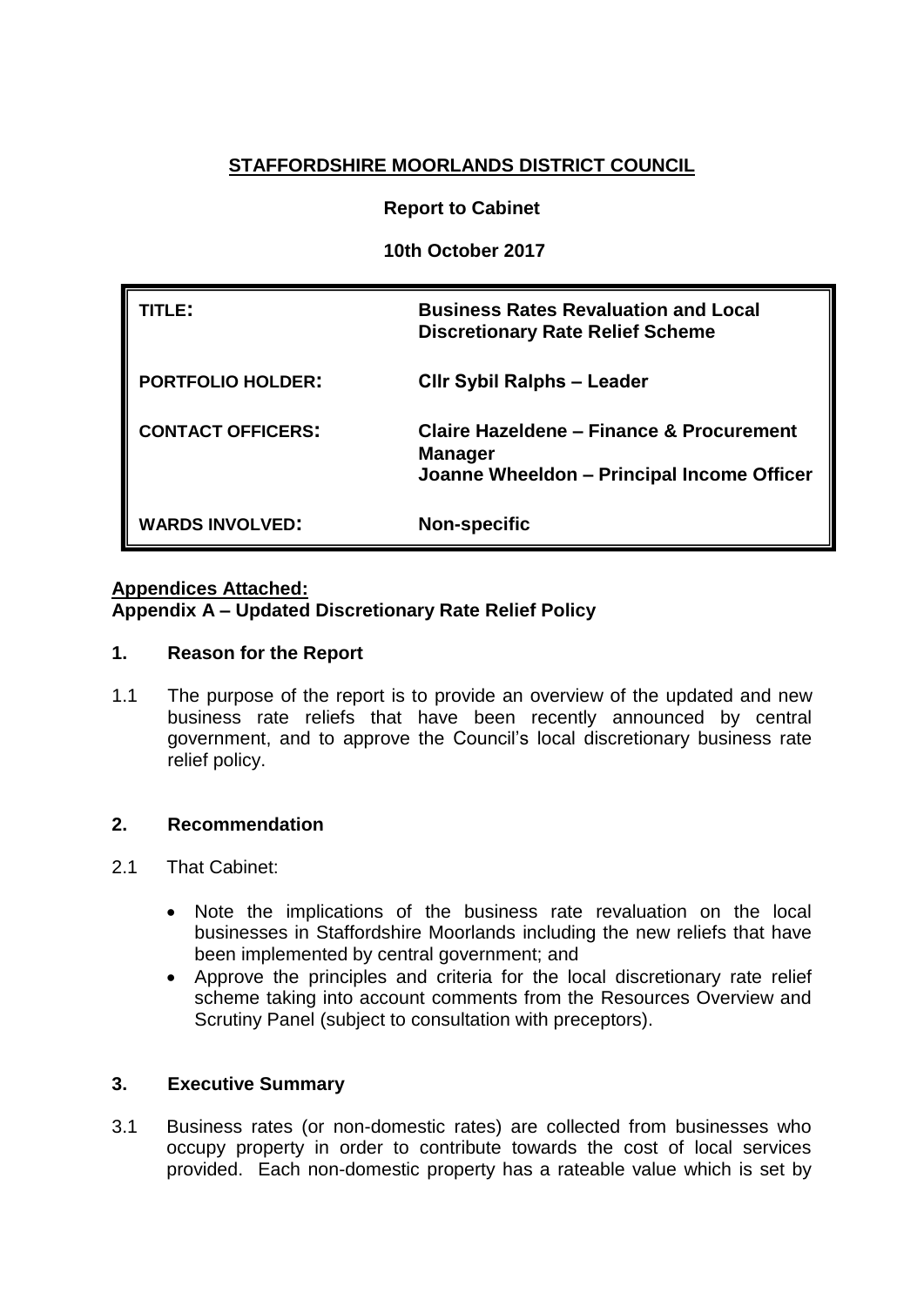**STAFFORDSHIRE MOORLANDS DISTRICT COUNCIL**

**Report to Cabinet**

**10th October 2017**

| | |
|---|---|
| **TITLE:** | **Business Rates Revaluation and Local Discretionary Rate Relief Scheme** |
| **PORTFOLIO HOLDER:** | **Cllr Sybil Ralphs – Leader** |
| **CONTACT OFFICERS:** | **Claire Hazeldene – Finance & Procurement Manager**<br>**Joanne Wheeldon – Principal Income Officer** |
| **WARDS INVOLVED:** | **Non-specific** |

**Appendices Attached:**
**Appendix A – Updated Discretionary Rate Relief Policy**

## 1. Reason for the Report

1.1 The purpose of the report is to provide an overview of the updated and new business rate reliefs that have been recently announced by central government, and to approve the Council's local discretionary business rate relief policy.

## 2. Recommendation

2.1 That Cabinet:

- Note the implications of the business rate revaluation on the local businesses in Staffordshire Moorlands including the new reliefs that have been implemented by central government; and
- Approve the principles and criteria for the local discretionary rate relief scheme taking into account comments from the Resources Overview and Scrutiny Panel (subject to consultation with preceptors).

## 3. Executive Summary

3.1 Business rates (or non-domestic rates) are collected from businesses who occupy property in order to contribute towards the cost of local services provided. Each non-domestic property has a rateable value which is set by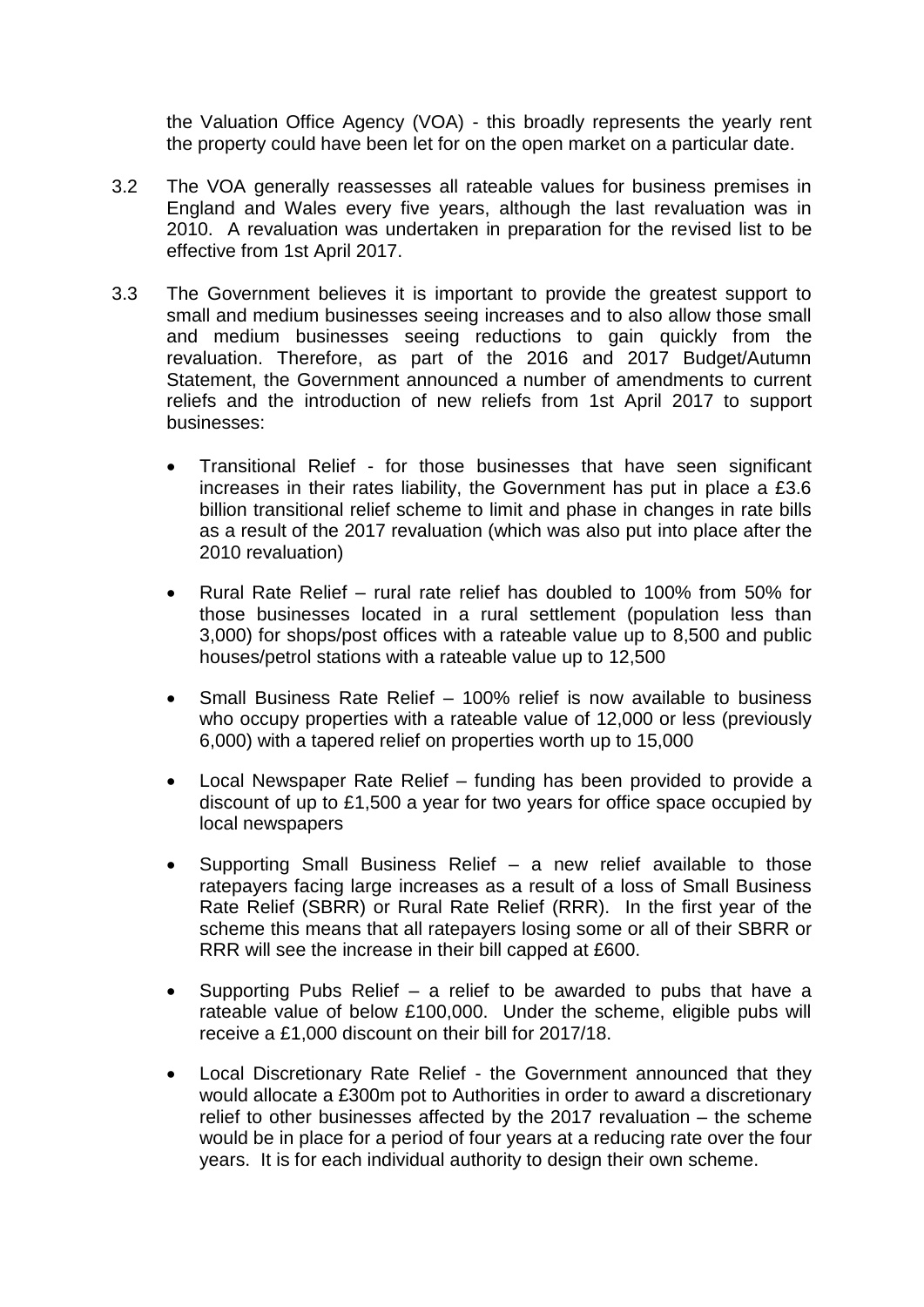the Valuation Office Agency (VOA) - this broadly represents the yearly rent the property could have been let for on the open market on a particular date.

3.2 The VOA generally reassesses all rateable values for business premises in England and Wales every five years, although the last revaluation was in 2010. A revaluation was undertaken in preparation for the revised list to be effective from 1st April 2017.

3.3 The Government believes it is important to provide the greatest support to small and medium businesses seeing increases and to also allow those small and medium businesses seeing reductions to gain quickly from the revaluation. Therefore, as part of the 2016 and 2017 Budget/Autumn Statement, the Government announced a number of amendments to current reliefs and the introduction of new reliefs from 1st April 2017 to support businesses:

- Transitional Relief - for those businesses that have seen significant increases in their rates liability, the Government has put in place a £3.6 billion transitional relief scheme to limit and phase in changes in rate bills as a result of the 2017 revaluation (which was also put into place after the 2010 revaluation)

- Rural Rate Relief – rural rate relief has doubled to 100% from 50% for those businesses located in a rural settlement (population less than 3,000) for shops/post offices with a rateable value up to 8,500 and public houses/petrol stations with a rateable value up to 12,500

- Small Business Rate Relief – 100% relief is now available to business who occupy properties with a rateable value of 12,000 or less (previously 6,000) with a tapered relief on properties worth up to 15,000

- Local Newspaper Rate Relief – funding has been provided to provide a discount of up to £1,500 a year for two years for office space occupied by local newspapers

- Supporting Small Business Relief – a new relief available to those ratepayers facing large increases as a result of a loss of Small Business Rate Relief (SBRR) or Rural Rate Relief (RRR). In the first year of the scheme this means that all ratepayers losing some or all of their SBRR or RRR will see the increase in their bill capped at £600.

- Supporting Pubs Relief – a relief to be awarded to pubs that have a rateable value of below £100,000. Under the scheme, eligible pubs will receive a £1,000 discount on their bill for 2017/18.

- Local Discretionary Rate Relief - the Government announced that they would allocate a £300m pot to Authorities in order to award a discretionary relief to other businesses affected by the 2017 revaluation – the scheme would be in place for a period of four years at a reducing rate over the four years. It is for each individual authority to design their own scheme.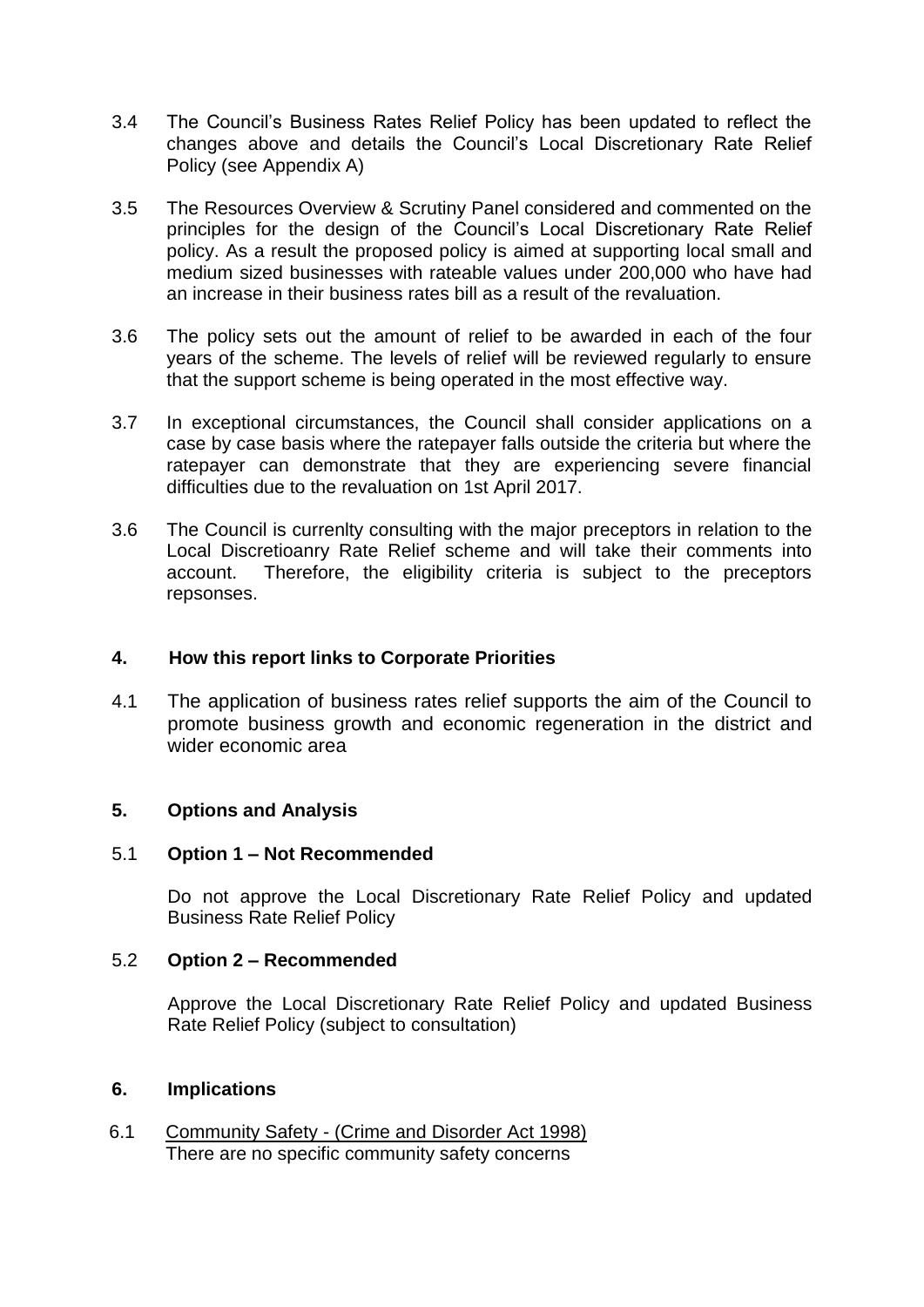3.4 The Council's Business Rates Relief Policy has been updated to reflect the changes above and details the Council's Local Discretionary Rate Relief Policy (see Appendix A)

3.5 The Resources Overview & Scrutiny Panel considered and commented on the principles for the design of the Council's Local Discretionary Rate Relief policy. As a result the proposed policy is aimed at supporting local small and medium sized businesses with rateable values under 200,000 who have had an increase in their business rates bill as a result of the revaluation.

3.6 The policy sets out the amount of relief to be awarded in each of the four years of the scheme. The levels of relief will be reviewed regularly to ensure that the support scheme is being operated in the most effective way.

3.7 In exceptional circumstances, the Council shall consider applications on a case by case basis where the ratepayer falls outside the criteria but where the ratepayer can demonstrate that they are experiencing severe financial difficulties due to the revaluation on 1st April 2017.

3.6 The Council is currenlty consulting with the major preceptors in relation to the Local Discretioanry Rate Relief scheme and will take their comments into account. Therefore, the eligibility criteria is subject to the preceptors repsonses.

## 4. How this report links to Corporate Priorities

4.1 The application of business rates relief supports the aim of the Council to promote business growth and economic regeneration in the district and wider economic area

## 5. Options and Analysis

5.1 **Option 1 – Not Recommended**

Do not approve the Local Discretionary Rate Relief Policy and updated Business Rate Relief Policy

5.2 **Option 2 – Recommended**

Approve the Local Discretionary Rate Relief Policy and updated Business Rate Relief Policy (subject to consultation)

## 6. Implications

6.1 Community Safety - (Crime and Disorder Act 1998)
There are no specific community safety concerns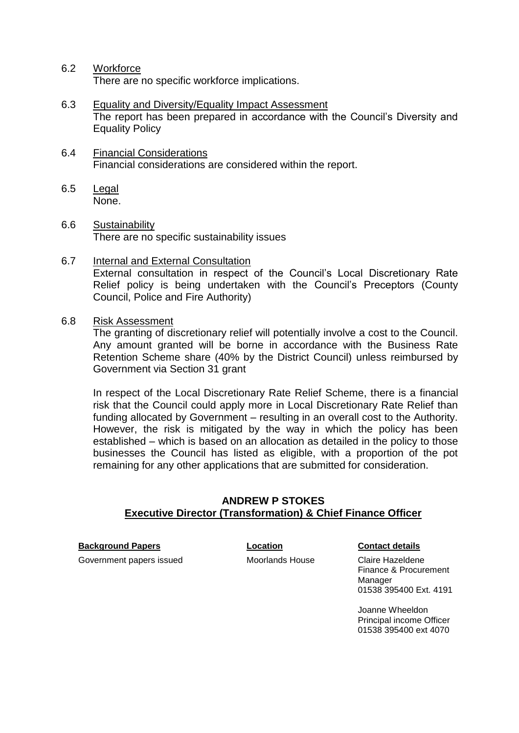6.2 Workforce

There are no specific workforce implications.

6.3 Equality and Diversity/Equality Impact Assessment

The report has been prepared in accordance with the Council's Diversity and Equality Policy

6.4 Financial Considerations

Financial considerations are considered within the report.

6.5 Legal

None.

6.6 Sustainability

There are no specific sustainability issues

6.7 Internal and External Consultation

External consultation in respect of the Council's Local Discretionary Rate Relief policy is being undertaken with the Council's Preceptors (County Council, Police and Fire Authority)

6.8 Risk Assessment

The granting of discretionary relief will potentially involve a cost to the Council. Any amount granted will be borne in accordance with the Business Rate Retention Scheme share (40% by the District Council) unless reimbursed by Government via Section 31 grant

In respect of the Local Discretionary Rate Relief Scheme, there is a financial risk that the Council could apply more in Local Discretionary Rate Relief than funding allocated by Government – resulting in an overall cost to the Authority. However, the risk is mitigated by the way in which the policy has been established – which is based on an allocation as detailed in the policy to those businesses the Council has listed as eligible, with a proportion of the pot remaining for any other applications that are submitted for consideration.

**ANDREW P STOKES**
**Executive Director (Transformation) & Chief Finance Officer**

| **Background Papers** | **Location** | **Contact details** |
|---|---|---|
| Government papers issued | Moorlands House | Claire Hazeldene<br>Finance & Procurement Manager<br>01538 395400 Ext. 4191 |
| | | Joanne Wheeldon<br>Principal income Officer<br>01538 395400 ext 4070 |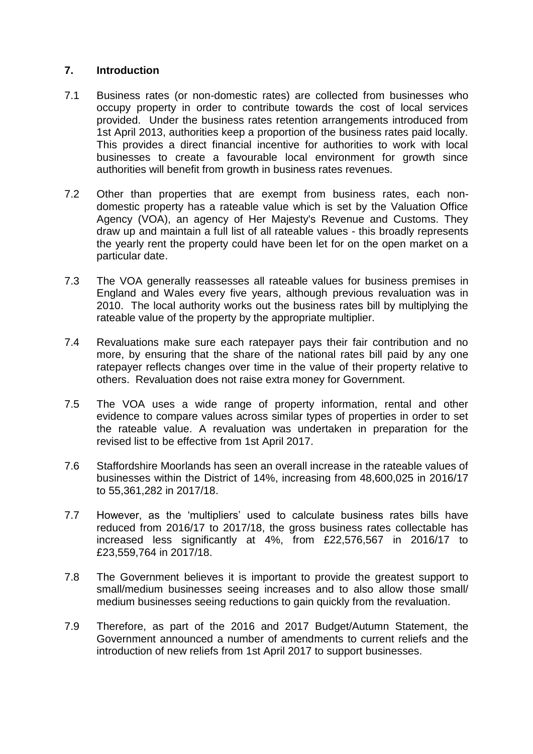## 7. Introduction

7.1 Business rates (or non-domestic rates) are collected from businesses who occupy property in order to contribute towards the cost of local services provided. Under the business rates retention arrangements introduced from 1st April 2013, authorities keep a proportion of the business rates paid locally. This provides a direct financial incentive for authorities to work with local businesses to create a favourable local environment for growth since authorities will benefit from growth in business rates revenues.

7.2 Other than properties that are exempt from business rates, each non-domestic property has a rateable value which is set by the Valuation Office Agency (VOA), an agency of Her Majesty's Revenue and Customs. They draw up and maintain a full list of all rateable values - this broadly represents the yearly rent the property could have been let for on the open market on a particular date.

7.3 The VOA generally reassesses all rateable values for business premises in England and Wales every five years, although previous revaluation was in 2010. The local authority works out the business rates bill by multiplying the rateable value of the property by the appropriate multiplier.

7.4 Revaluations make sure each ratepayer pays their fair contribution and no more, by ensuring that the share of the national rates bill paid by any one ratepayer reflects changes over time in the value of their property relative to others. Revaluation does not raise extra money for Government.

7.5 The VOA uses a wide range of property information, rental and other evidence to compare values across similar types of properties in order to set the rateable value. A revaluation was undertaken in preparation for the revised list to be effective from 1st April 2017.

7.6 Staffordshire Moorlands has seen an overall increase in the rateable values of businesses within the District of 14%, increasing from 48,600,025 in 2016/17 to 55,361,282 in 2017/18.

7.7 However, as the 'multipliers' used to calculate business rates bills have reduced from 2016/17 to 2017/18, the gross business rates collectable has increased less significantly at 4%, from £22,576,567 in 2016/17 to £23,559,764 in 2017/18.

7.8 The Government believes it is important to provide the greatest support to small/medium businesses seeing increases and to also allow those small/ medium businesses seeing reductions to gain quickly from the revaluation.

7.9 Therefore, as part of the 2016 and 2017 Budget/Autumn Statement, the Government announced a number of amendments to current reliefs and the introduction of new reliefs from 1st April 2017 to support businesses.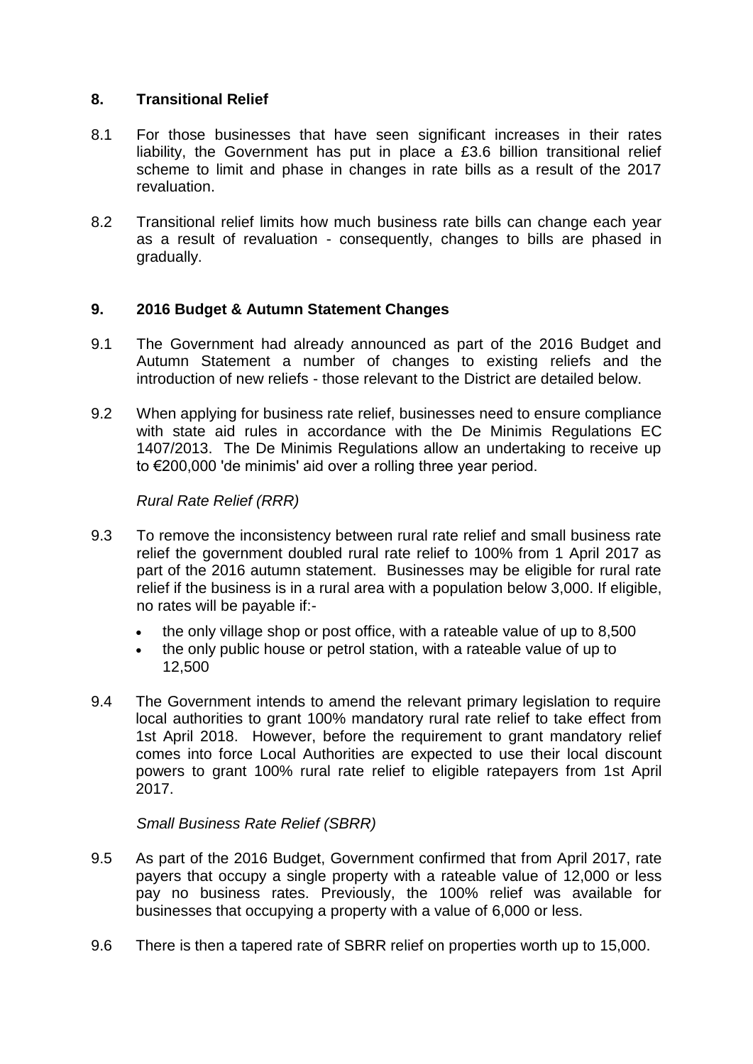## 8. Transitional Relief

8.1 For those businesses that have seen significant increases in their rates liability, the Government has put in place a £3.6 billion transitional relief scheme to limit and phase in changes in rate bills as a result of the 2017 revaluation.

8.2 Transitional relief limits how much business rate bills can change each year as a result of revaluation - consequently, changes to bills are phased in gradually.

## 9. 2016 Budget & Autumn Statement Changes

9.1 The Government had already announced as part of the 2016 Budget and Autumn Statement a number of changes to existing reliefs and the introduction of new reliefs - those relevant to the District are detailed below.

9.2 When applying for business rate relief, businesses need to ensure compliance with state aid rules in accordance with the De Minimis Regulations EC 1407/2013. The De Minimis Regulations allow an undertaking to receive up to €200,000 'de minimis' aid over a rolling three year period.

*Rural Rate Relief (RRR)*

9.3 To remove the inconsistency between rural rate relief and small business rate relief the government doubled rural rate relief to 100% from 1 April 2017 as part of the 2016 autumn statement. Businesses may be eligible for rural rate relief if the business is in a rural area with a population below 3,000. If eligible, no rates will be payable if:-

- the only village shop or post office, with a rateable value of up to 8,500
- the only public house or petrol station, with a rateable value of up to 12,500

9.4 The Government intends to amend the relevant primary legislation to require local authorities to grant 100% mandatory rural rate relief to take effect from 1st April 2018. However, before the requirement to grant mandatory relief comes into force Local Authorities are expected to use their local discount powers to grant 100% rural rate relief to eligible ratepayers from 1st April 2017.

*Small Business Rate Relief (SBRR)*

9.5 As part of the 2016 Budget, Government confirmed that from April 2017, rate payers that occupy a single property with a rateable value of 12,000 or less pay no business rates. Previously, the 100% relief was available for businesses that occupying a property with a value of 6,000 or less.

9.6 There is then a tapered rate of SBRR relief on properties worth up to 15,000.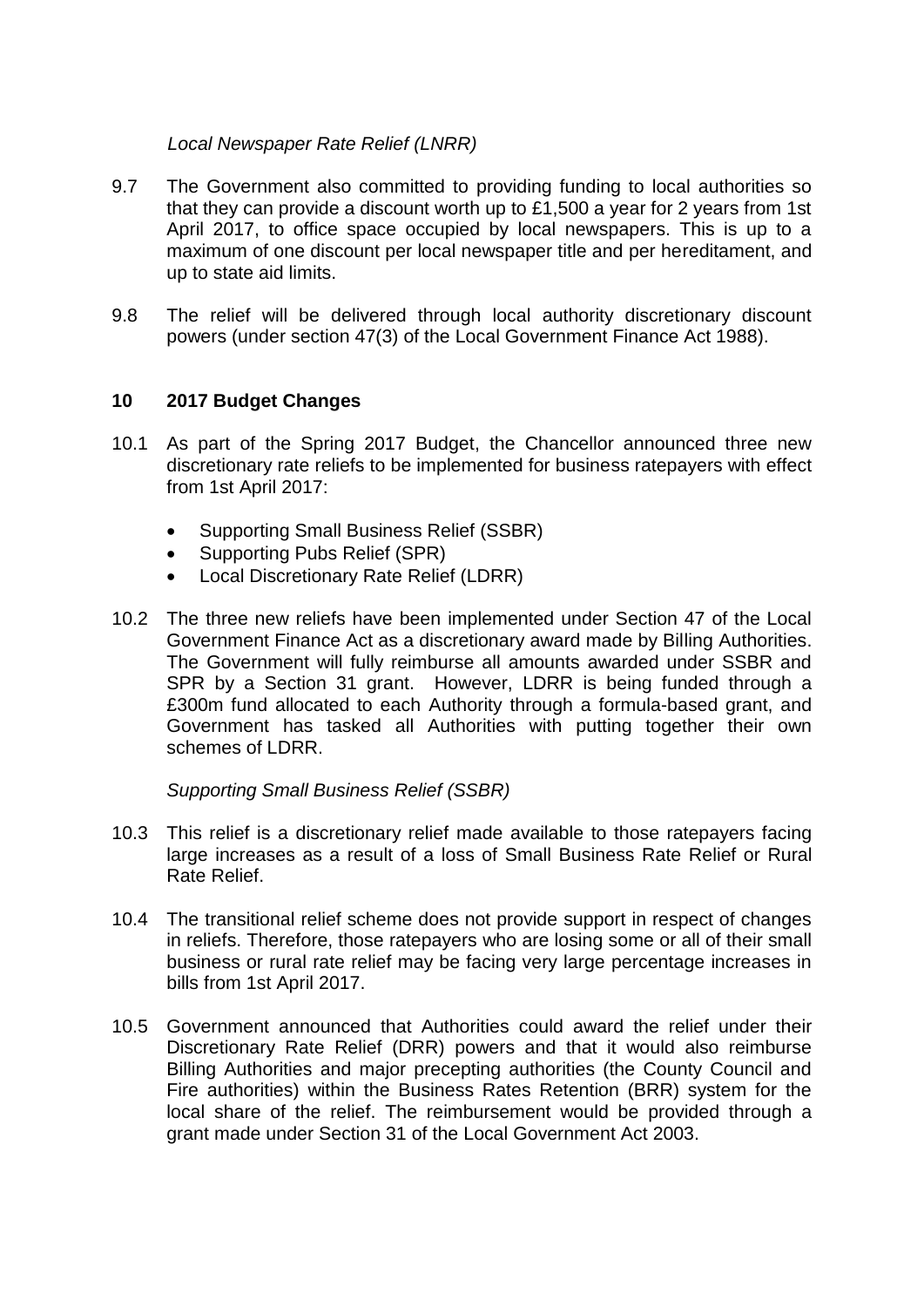*Local Newspaper Rate Relief (LNRR)*

9.7 The Government also committed to providing funding to local authorities so that they can provide a discount worth up to £1,500 a year for 2 years from 1st April 2017, to office space occupied by local newspapers. This is up to a maximum of one discount per local newspaper title and per hereditament, and up to state aid limits.

9.8 The relief will be delivered through local authority discretionary discount powers (under section 47(3) of the Local Government Finance Act 1988).

## 10 2017 Budget Changes

10.1 As part of the Spring 2017 Budget, the Chancellor announced three new discretionary rate reliefs to be implemented for business ratepayers with effect from 1st April 2017:

- Supporting Small Business Relief (SSBR)
- Supporting Pubs Relief (SPR)
- Local Discretionary Rate Relief (LDRR)

10.2 The three new reliefs have been implemented under Section 47 of the Local Government Finance Act as a discretionary award made by Billing Authorities. The Government will fully reimburse all amounts awarded under SSBR and SPR by a Section 31 grant. However, LDRR is being funded through a £300m fund allocated to each Authority through a formula-based grant, and Government has tasked all Authorities with putting together their own schemes of LDRR.

*Supporting Small Business Relief (SSBR)*

10.3 This relief is a discretionary relief made available to those ratepayers facing large increases as a result of a loss of Small Business Rate Relief or Rural Rate Relief.

10.4 The transitional relief scheme does not provide support in respect of changes in reliefs. Therefore, those ratepayers who are losing some or all of their small business or rural rate relief may be facing very large percentage increases in bills from 1st April 2017.

10.5 Government announced that Authorities could award the relief under their Discretionary Rate Relief (DRR) powers and that it would also reimburse Billing Authorities and major precepting authorities (the County Council and Fire authorities) within the Business Rates Retention (BRR) system for the local share of the relief. The reimbursement would be provided through a grant made under Section 31 of the Local Government Act 2003.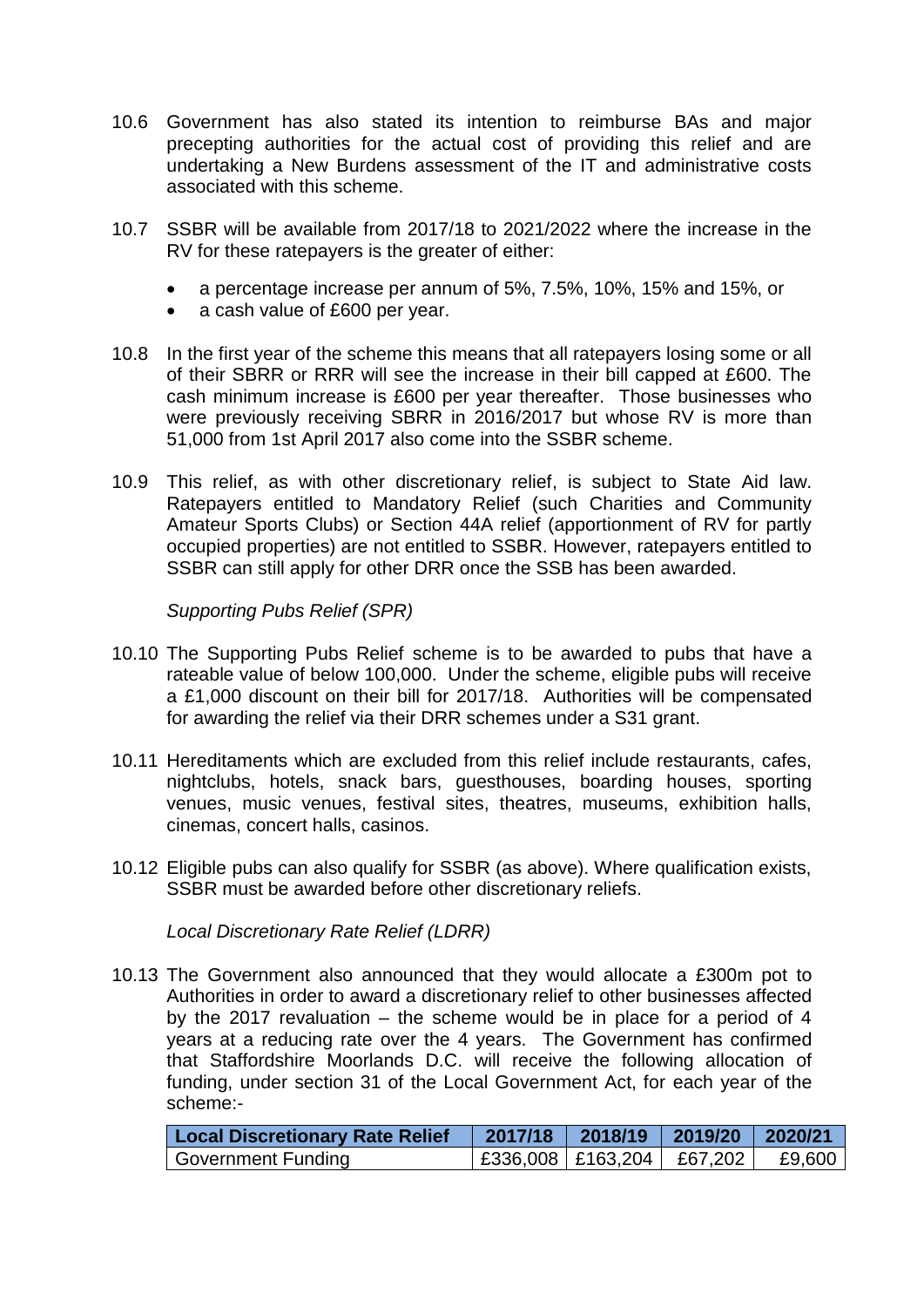10.6 Government has also stated its intention to reimburse BAs and major precepting authorities for the actual cost of providing this relief and are undertaking a New Burdens assessment of the IT and administrative costs associated with this scheme.

10.7 SSBR will be available from 2017/18 to 2021/2022 where the increase in the RV for these ratepayers is the greater of either:

- a percentage increase per annum of 5%, 7.5%, 10%, 15% and 15%, or
- a cash value of £600 per year.

10.8 In the first year of the scheme this means that all ratepayers losing some or all of their SBRR or RRR will see the increase in their bill capped at £600. The cash minimum increase is £600 per year thereafter. Those businesses who were previously receiving SBRR in 2016/2017 but whose RV is more than 51,000 from 1st April 2017 also come into the SSBR scheme.

10.9 This relief, as with other discretionary relief, is subject to State Aid law. Ratepayers entitled to Mandatory Relief (such Charities and Community Amateur Sports Clubs) or Section 44A relief (apportionment of RV for partly occupied properties) are not entitled to SSBR. However, ratepayers entitled to SSBR can still apply for other DRR once the SSB has been awarded.

*Supporting Pubs Relief (SPR)*

10.10 The Supporting Pubs Relief scheme is to be awarded to pubs that have a rateable value of below 100,000. Under the scheme, eligible pubs will receive a £1,000 discount on their bill for 2017/18. Authorities will be compensated for awarding the relief via their DRR schemes under a S31 grant.

10.11 Hereditaments which are excluded from this relief include restaurants, cafes, nightclubs, hotels, snack bars, guesthouses, boarding houses, sporting venues, music venues, festival sites, theatres, museums, exhibition halls, cinemas, concert halls, casinos.

10.12 Eligible pubs can also qualify for SSBR (as above). Where qualification exists, SSBR must be awarded before other discretionary reliefs.

*Local Discretionary Rate Relief (LDRR)*

10.13 The Government also announced that they would allocate a £300m pot to Authorities in order to award a discretionary relief to other businesses affected by the 2017 revaluation – the scheme would be in place for a period of 4 years at a reducing rate over the 4 years. The Government has confirmed that Staffordshire Moorlands D.C. will receive the following allocation of funding, under section 31 of the Local Government Act, for each year of the scheme:-

| Local Discretionary Rate Relief | 2017/18 | 2018/19 | 2019/20 | 2020/21 |
|---|---|---|---|---|
| Government Funding | £336,008 | £163,204 | £67,202 | £9,600 |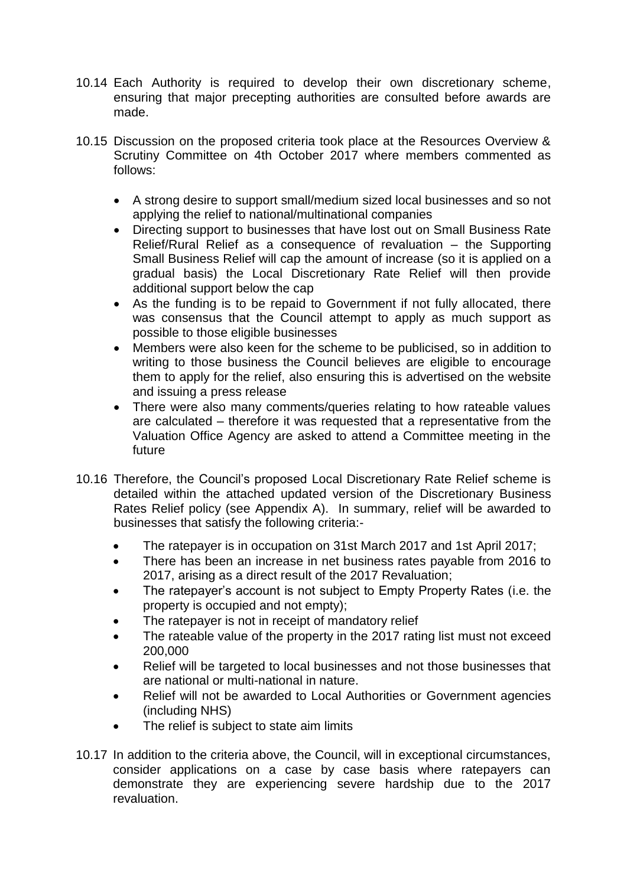10.14 Each Authority is required to develop their own discretionary scheme, ensuring that major precepting authorities are consulted before awards are made.

10.15 Discussion on the proposed criteria took place at the Resources Overview & Scrutiny Committee on 4th October 2017 where members commented as follows:

- A strong desire to support small/medium sized local businesses and so not applying the relief to national/multinational companies
- Directing support to businesses that have lost out on Small Business Rate Relief/Rural Relief as a consequence of revaluation – the Supporting Small Business Relief will cap the amount of increase (so it is applied on a gradual basis) the Local Discretionary Rate Relief will then provide additional support below the cap
- As the funding is to be repaid to Government if not fully allocated, there was consensus that the Council attempt to apply as much support as possible to those eligible businesses
- Members were also keen for the scheme to be publicised, so in addition to writing to those business the Council believes are eligible to encourage them to apply for the relief, also ensuring this is advertised on the website and issuing a press release
- There were also many comments/queries relating to how rateable values are calculated – therefore it was requested that a representative from the Valuation Office Agency are asked to attend a Committee meeting in the future

10.16 Therefore, the Council's proposed Local Discretionary Rate Relief scheme is detailed within the attached updated version of the Discretionary Business Rates Relief policy (see Appendix A). In summary, relief will be awarded to businesses that satisfy the following criteria:-

- The ratepayer is in occupation on 31st March 2017 and 1st April 2017;
- There has been an increase in net business rates payable from 2016 to 2017, arising as a direct result of the 2017 Revaluation;
- The ratepayer's account is not subject to Empty Property Rates (i.e. the property is occupied and not empty);
- The ratepayer is not in receipt of mandatory relief
- The rateable value of the property in the 2017 rating list must not exceed 200,000
- Relief will be targeted to local businesses and not those businesses that are national or multi-national in nature.
- Relief will not be awarded to Local Authorities or Government agencies (including NHS)
- The relief is subject to state aim limits

10.17 In addition to the criteria above, the Council, will in exceptional circumstances, consider applications on a case by case basis where ratepayers can demonstrate they are experiencing severe hardship due to the 2017 revaluation.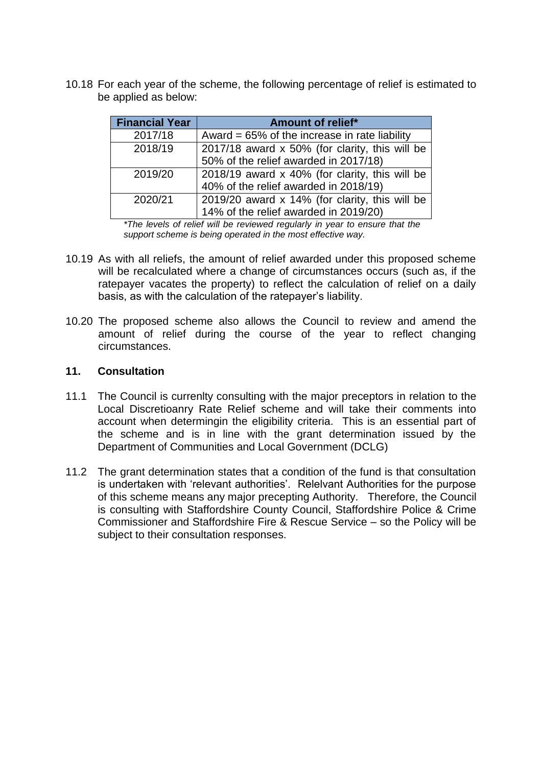10.18 For each year of the scheme, the following percentage of relief is estimated to be applied as below:

| Financial Year | Amount of relief* |
|---|---|
| 2017/18 | Award = 65% of the increase in rate liability |
| 2018/19 | 2017/18 award x 50% (for clarity, this will be 50% of the relief awarded in 2017/18) |
| 2019/20 | 2018/19 award x 40% (for clarity, this will be 40% of the relief awarded in 2018/19) |
| 2020/21 | 2019/20 award x 14% (for clarity, this will be 14% of the relief awarded in 2019/20) |

*\*The levels of relief will be reviewed regularly in year to ensure that the support scheme is being operated in the most effective way.*

10.19 As with all reliefs, the amount of relief awarded under this proposed scheme will be recalculated where a change of circumstances occurs (such as, if the ratepayer vacates the property) to reflect the calculation of relief on a daily basis, as with the calculation of the ratepayer's liability.

10.20 The proposed scheme also allows the Council to review and amend the amount of relief during the course of the year to reflect changing circumstances.

## 11. Consultation

11.1 The Council is currenlty consulting with the major preceptors in relation to the Local Discretioanry Rate Relief scheme and will take their comments into account when determingin the eligibility criteria. This is an essential part of the scheme and is in line with the grant determination issued by the Department of Communities and Local Government (DCLG)

11.2 The grant determination states that a condition of the fund is that consultation is undertaken with 'relevant authorities'. Relelvant Authorities for the purpose of this scheme means any major precepting Authority. Therefore, the Council is consulting with Staffordshire County Council, Staffordshire Police & Crime Commissioner and Staffordshire Fire & Rescue Service – so the Policy will be subject to their consultation responses.